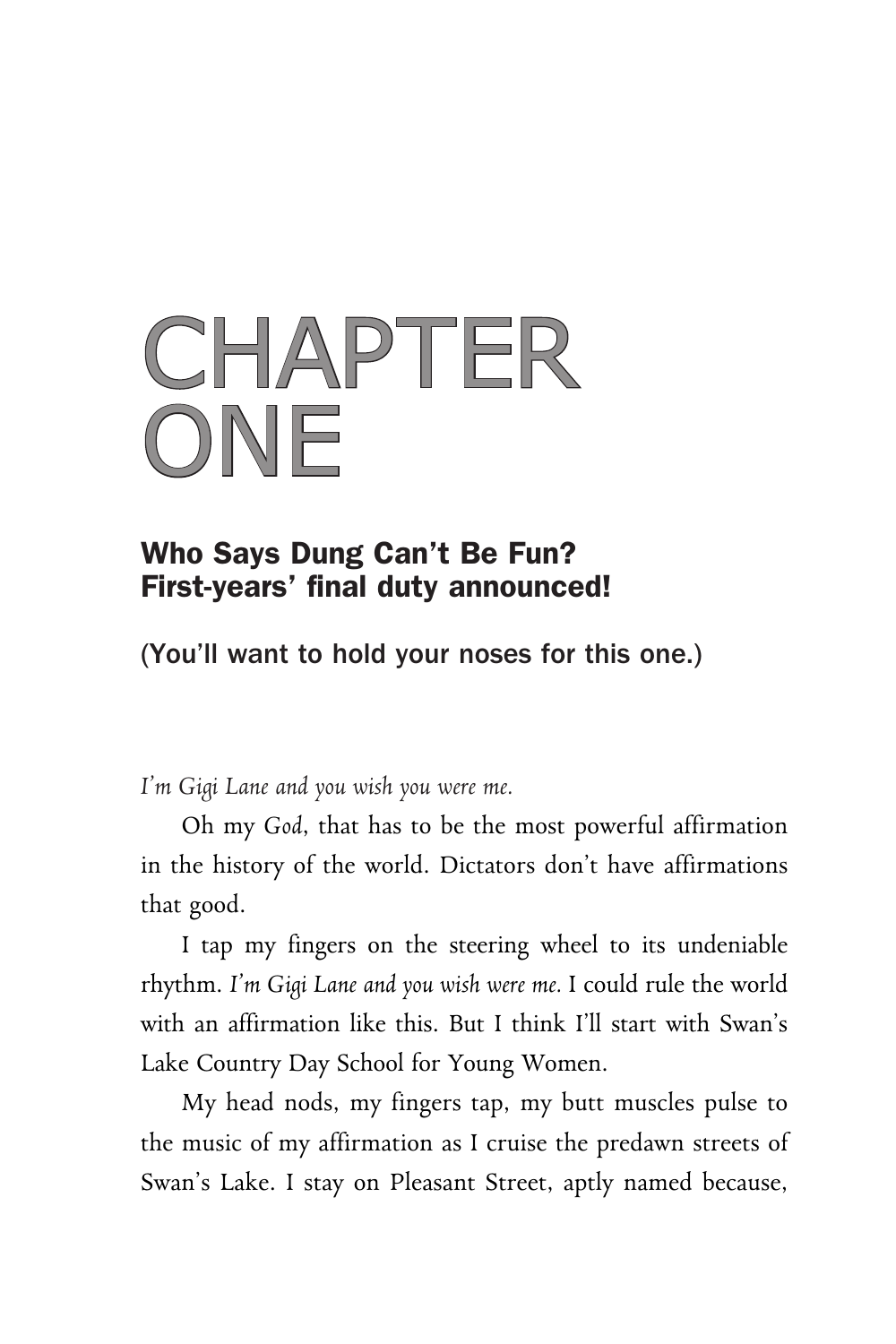# CHAPTER ONE

## Who Says Dung Can't Be Fun? First-years' final duty announced!

(You'll want to hold your noses for this one.)

*I'm Gigi Lane and you wish you were me.*

Oh my *God*, that has to be the most powerful affirmation in the history of the world. Dictators don't have affirmations that good.

I tap my fingers on the steering wheel to its undeniable rhythm. *I'm Gigi Lane and you wish were me.* I could rule the world with an affirmation like this. But I think I'll start with Swan's Lake Country Day School for Young Women.

My head nods, my fingers tap, my butt muscles pulse to the music of my affirmation as I cruise the predawn streets of Swan's Lake. I stay on Pleasant Street, aptly named because,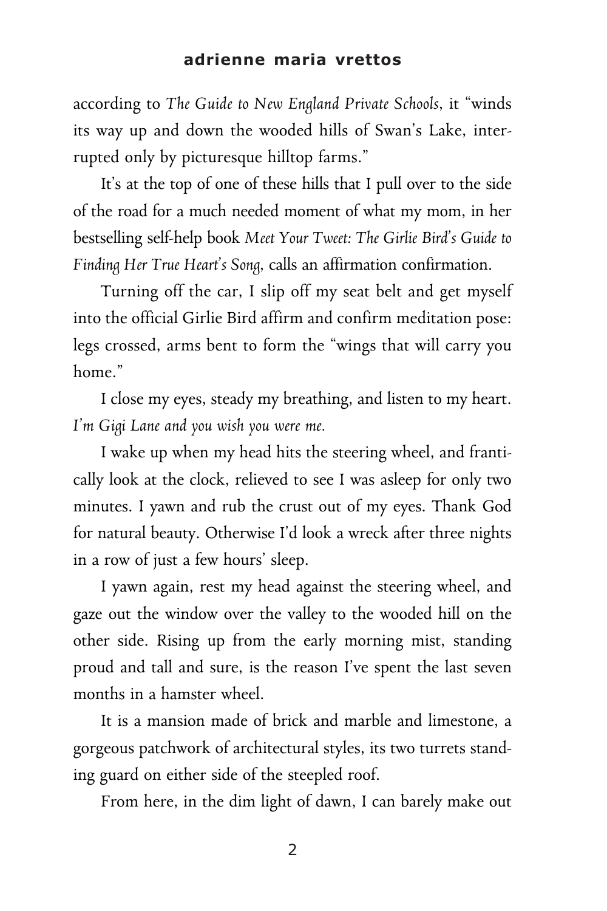according to *The Guide to New England Private Schools*, it "winds its way up and down the wooded hills of Swan's Lake, interrupted only by picturesque hilltop farms."

It's at the top of one of these hills that I pull over to the side of the road for a much needed moment of what my mom, in her bestselling self-help book *Meet Your Tweet: The Girlie Bird's Guide to Finding Her True Heart's Song*, calls an affirmation confirmation.

Turning off the car, I slip off my seat belt and get myself into the official Girlie Bird affirm and confirm meditation pose: legs crossed, arms bent to form the "wings that will carry you home."

I close my eyes, steady my breathing, and listen to my heart. *I'm Gigi Lane and you wish you were me.*

I wake up when my head hits the steering wheel, and frantically look at the clock, relieved to see I was asleep for only two minutes. I yawn and rub the crust out of my eyes. Thank God for natural beauty. Otherwise I'd look a wreck after three nights in a row of just a few hours' sleep.

I yawn again, rest my head against the steering wheel, and gaze out the window over the valley to the wooded hill on the other side. Rising up from the early morning mist, standing proud and tall and sure, is the reason I've spent the last seven months in a hamster wheel.

It is a mansion made of brick and marble and limestone, a gorgeous patchwork of architectural styles, its two turrets standing guard on either side of the steepled roof.

From here, in the dim light of dawn, I can barely make out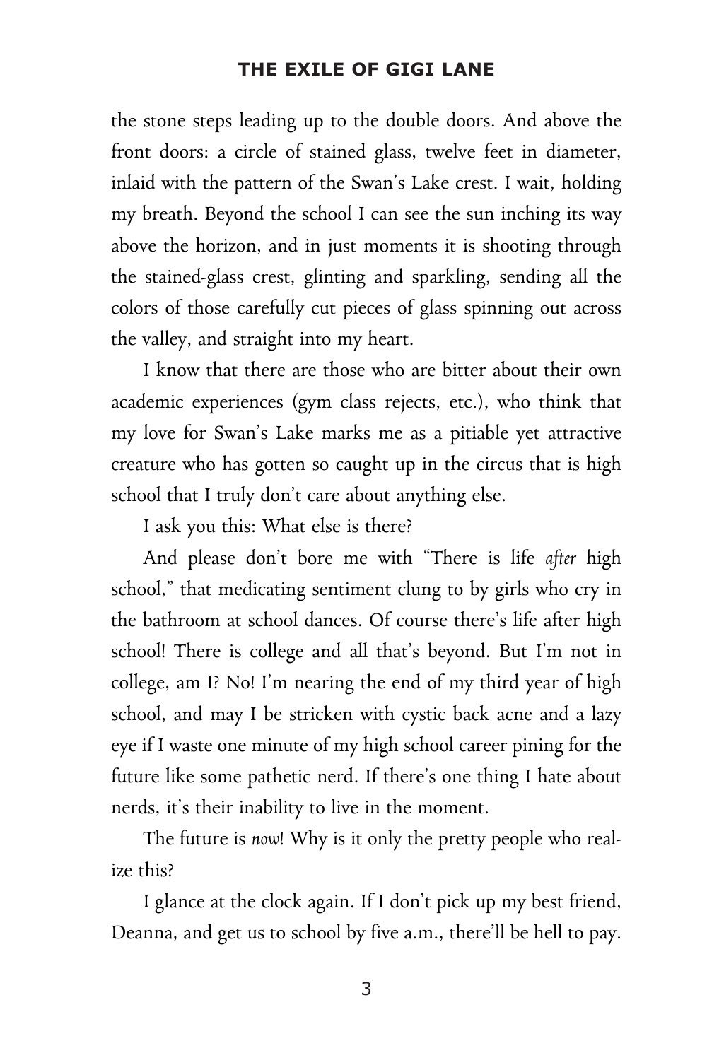the stone steps leading up to the double doors. And above the front doors: a circle of stained glass, twelve feet in diameter, inlaid with the pattern of the Swan's Lake crest. I wait, holding my breath. Beyond the school I can see the sun inching its way above the horizon, and in just moments it is shooting through the stained-glass crest, glinting and sparkling, sending all the colors of those carefully cut pieces of glass spinning out across the valley, and straight into my heart.

I know that there are those who are bitter about their own academic experiences (gym class rejects, etc.), who think that my love for Swan's Lake marks me as a pitiable yet attractive creature who has gotten so caught up in the circus that is high school that I truly don't care about anything else.

I ask you this: What else is there?

And please don't bore me with "There is life *after* high school," that medicating sentiment clung to by girls who cry in the bathroom at school dances. Of course there's life after high school! There is college and all that's beyond. But I'm not in college, am I? No! I'm nearing the end of my third year of high school, and may I be stricken with cystic back acne and a lazy eye if I waste one minute of my high school career pining for the future like some pathetic nerd. If there's one thing I hate about nerds, it's their inability to live in the moment.

The future is *now*! Why is it only the pretty people who realize this?

I glance at the clock again. If I don't pick up my best friend, Deanna, and get us to school by five a.m., there'll be hell to pay.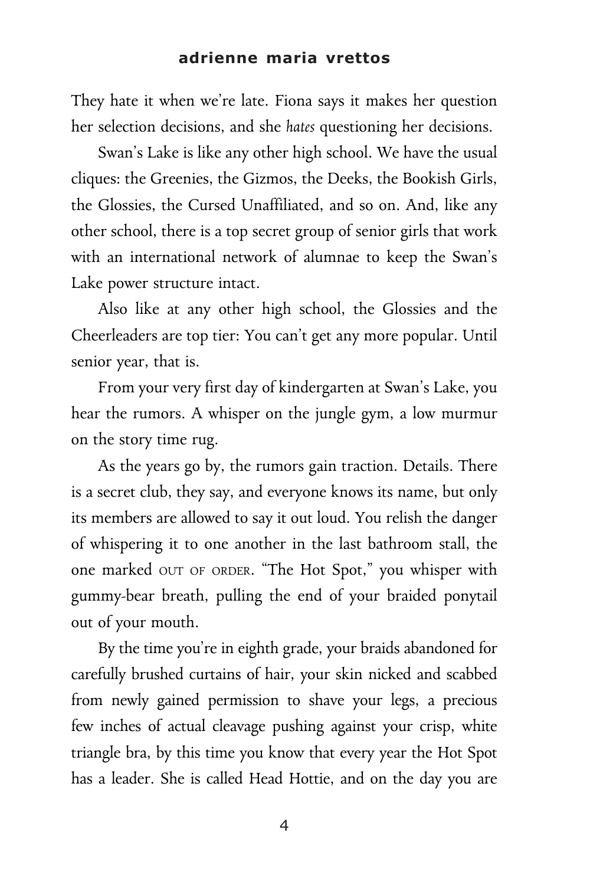They hate it when we're late. Fiona says it makes her question her selection decisions, and she *hates* questioning her decisions.

Swan's Lake is like any other high school. We have the usual cliques: the Greenies, the Gizmos, the Deeks, the Bookish Girls, the Glossies, the Cursed Unaffiliated, and so on. And, like any other school, there is a top secret group of senior girls that work with an international network of alumnae to keep the Swan's Lake power structure intact.

Also like at any other high school, the Glossies and the Cheerleaders are top tier: You can't get any more popular. Until senior year, that is.

From your very first day of kindergarten at Swan's Lake, you hear the rumors. A whisper on the jungle gym, a low murmur on the story time rug.

As the years go by, the rumors gain traction. Details. There is a secret club, they say, and everyone knows its name, but only its members are allowed to say it out loud. You relish the danger of whispering it to one another in the last bathroom stall, the one marked OUT OF ORDER. "The Hot Spot," you whisper with gummy-bear breath, pulling the end of your braided ponytail out of your mouth.

By the time you're in eighth grade, your braids abandoned for carefully brushed curtains of hair, your skin nicked and scabbed from newly gained permission to shave your legs, a precious few inches of actual cleavage pushing against your crisp, white triangle bra, by this time you know that every year the Hot Spot has a leader. She is called Head Hottie, and on the day you are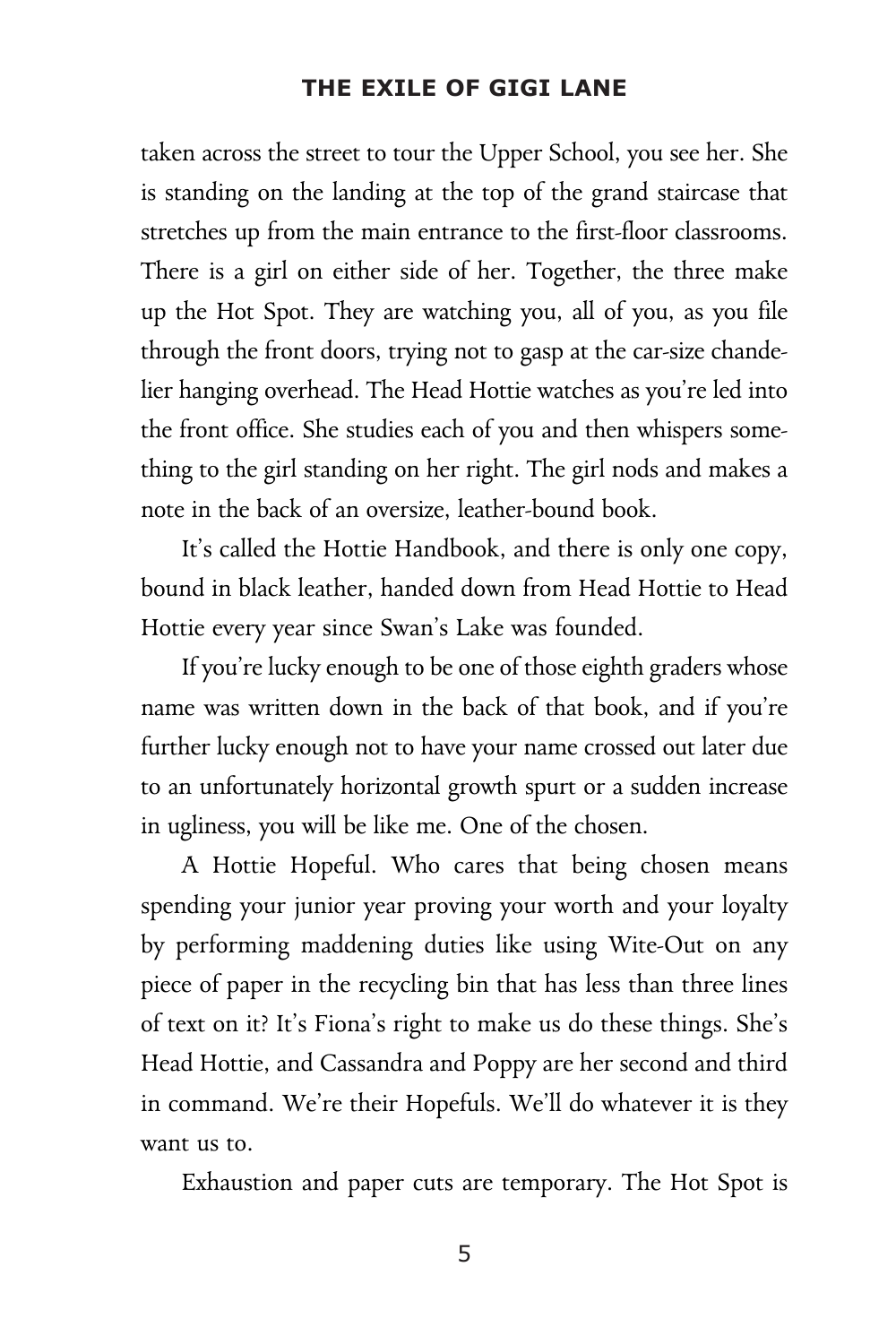taken across the street to tour the Upper School, you see her. She is standing on the landing at the top of the grand staircase that stretches up from the main entrance to the first-floor classrooms. There is a girl on either side of her. Together, the three make up the Hot Spot. They are watching you, all of you, as you file through the front doors, trying not to gasp at the car-size chandelier hanging overhead. The Head Hottie watches as you're led into the front office. She studies each of you and then whispers something to the girl standing on her right. The girl nods and makes a note in the back of an oversize, leather-bound book.

It's called the Hottie Handbook, and there is only one copy, bound in black leather, handed down from Head Hottie to Head Hottie every year since Swan's Lake was founded.

If you're lucky enough to be one of those eighth graders whose name was written down in the back of that book, and if you're further lucky enough not to have your name crossed out later due to an unfortunately horizontal growth spurt or a sudden increase in ugliness, you will be like me. One of the chosen.

A Hottie Hopeful. Who cares that being chosen means spending your junior year proving your worth and your loyalty by performing maddening duties like using Wite-Out on any piece of paper in the recycling bin that has less than three lines of text on it? It's Fiona's right to make us do these things. She's Head Hottie, and Cassandra and Poppy are her second and third in command. We're their Hopefuls. We'll do whatever it is they want us to.

Exhaustion and paper cuts are temporary. The Hot Spot is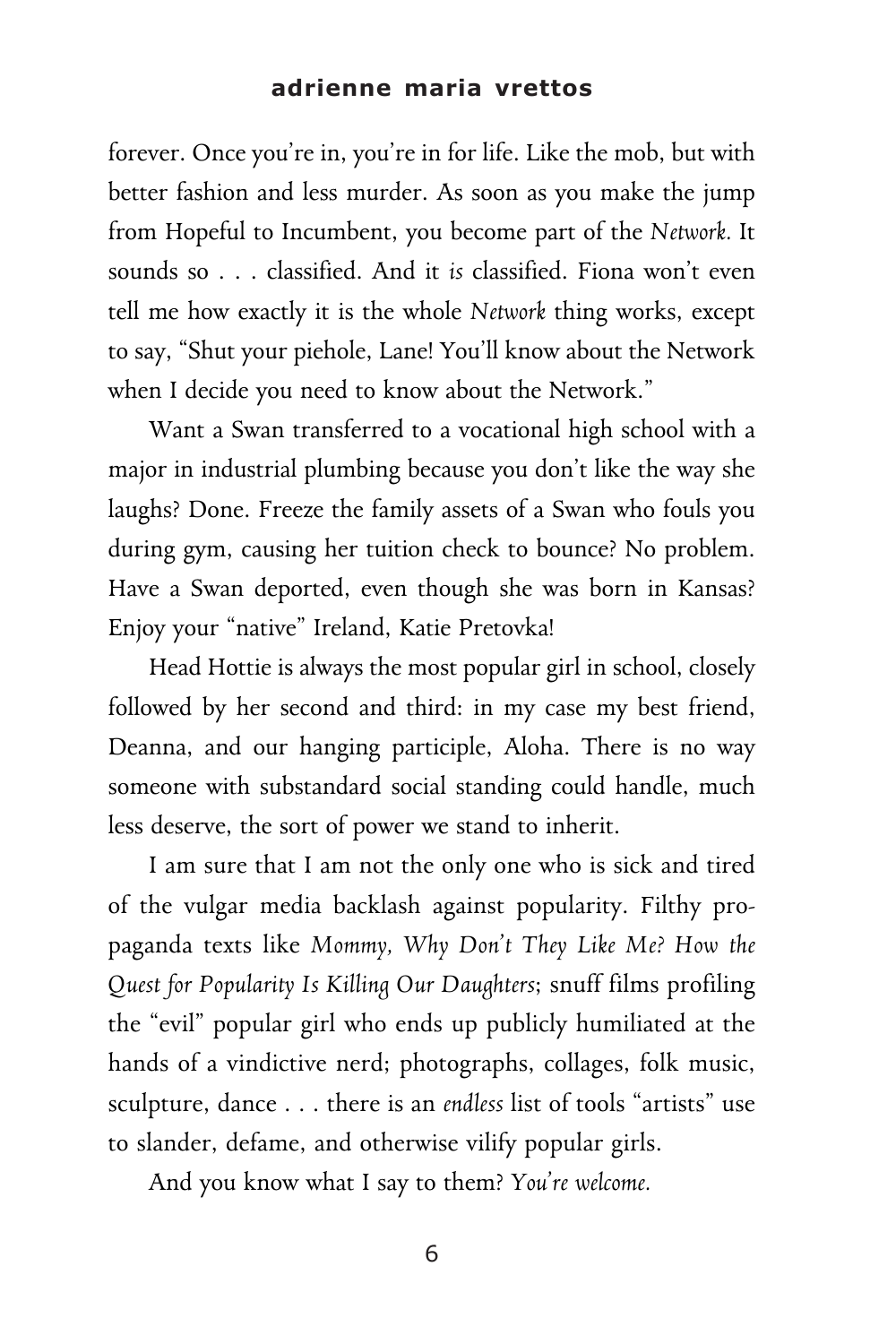forever. Once you're in, you're in for life. Like the mob, but with better fashion and less murder. As soon as you make the jump from Hopeful to Incumbent, you become part of the *Network*. It sounds so . . . classified. And it *is* classified. Fiona won't even tell me how exactly it is the whole *Network* thing works, except to say, "Shut your piehole, Lane! You'll know about the Network when I decide you need to know about the Network."

Want a Swan transferred to a vocational high school with a major in industrial plumbing because you don't like the way she laughs? Done. Freeze the family assets of a Swan who fouls you during gym, causing her tuition check to bounce? No problem. Have a Swan deported, even though she was born in Kansas? Enjoy your "native" Ireland, Katie Pretovka!

Head Hottie is always the most popular girl in school, closely followed by her second and third: in my case my best friend, Deanna, and our hanging participle, Aloha. There is no way someone with substandard social standing could handle, much less deserve, the sort of power we stand to inherit.

I am sure that I am not the only one who is sick and tired of the vulgar media backlash against popularity. Filthy propaganda texts like *Mommy, Why Don't They Like Me? How the Quest for Popularity Is Killing Our Daughters*; snuff films profiling the "evil" popular girl who ends up publicly humiliated at the hands of a vindictive nerd; photographs, collages, folk music, sculpture, dance . . . there is an *endless* list of tools "artists" use to slander, defame, and otherwise vilify popular girls.

And you know what I say to them? *You're welcome.*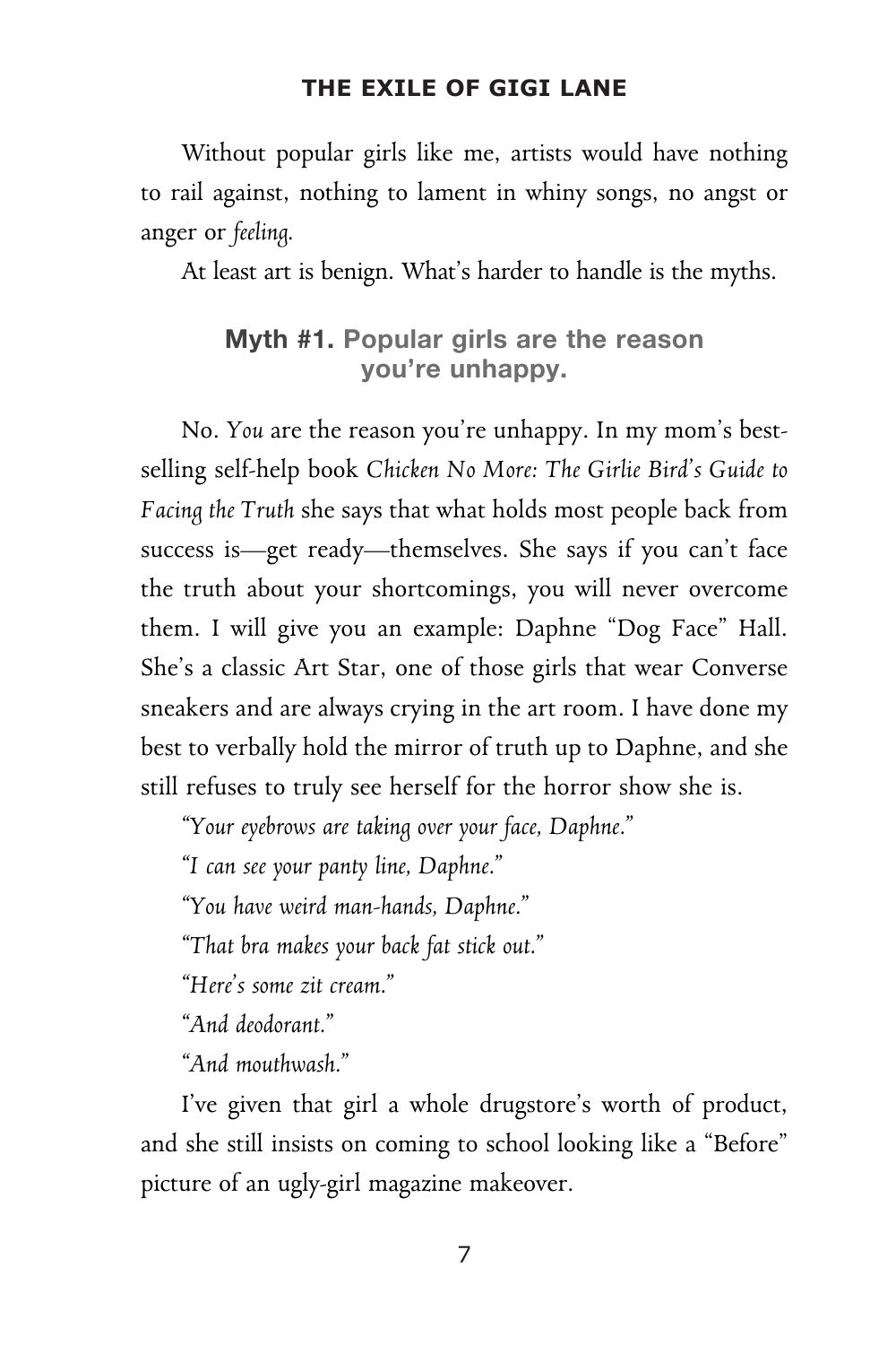Without popular girls like me, artists would have nothing to rail against, nothing to lament in whiny songs, no angst or anger or *feeling.*

At least art is benign. What's harder to handle is the myths.

### **Myth #1.** Popular girls are the reason you're unhappy.

No. *You* are the reason you're unhappy. In my mom's best-selling self-help book *Chicken No More: The Girlie Bird's Guide to Facing the Truth* she says that what holds most people back from success is—get ready—themselves. She says if you can't face the truth about your shortcomings, you will never overcome them. I will give you an example: Daphne "Dog Face" Hall. She's a classic Art Star, one of those girls that wear Converse sneakers and are always crying in the art room. I have done my best to verbally hold the mirror of truth up to Daphne, and she still refuses to truly see herself for the horror show she is.

*"Your eyebrows are taking over your face, Daphne."*

*"I can see your panty line, Daphne."*

*"You have weird man-hands, Daphne."*

*"That bra makes your back fat stick out."*

*"Here's some zit cream."*

*"And deodorant."*

*"And mouthwash."*

I've given that girl a whole drugstore's worth of product, and she still insists on coming to school looking like a "Before" picture of an ugly-girl magazine makeover.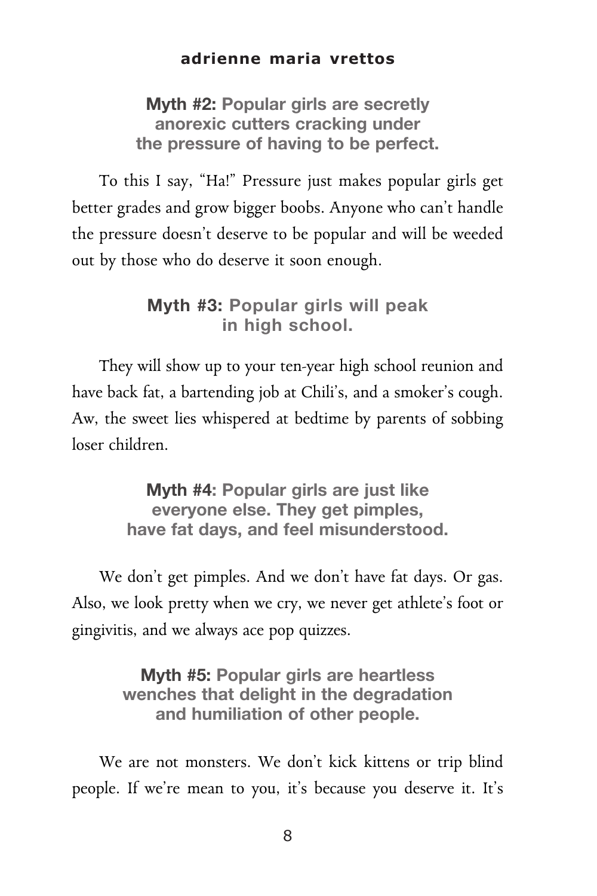**Myth #2:** Popular girls are secretly anorexic cutters cracking under the pressure of having to be perfect.

To this I say, "Ha!" Pressure just makes popular girls get better grades and grow bigger boobs. Anyone who can't handle the pressure doesn't deserve to be popular and will be weeded out by those who do deserve it soon enough.

**Myth #3:** Popular girls will peak in high school.

They will show up to your ten-year high school reunion and have back fat, a bartending job at Chili's, and a smoker's cough. Aw, the sweet lies whispered at bedtime by parents of sobbing loser children.

**Myth #4:** Popular girls are just like everyone else. They get pimples, have fat days, and feel misunderstood.

We don't get pimples. And we don't have fat days. Or gas. Also, we look pretty when we cry, we never get athlete's foot or gingivitis, and we always ace pop quizzes.

**Myth #5:** Popular girls are heartless wenches that delight in the degradation and humiliation of other people.

We are not monsters. We don't kick kittens or trip blind people. If we're mean to you, it's because you deserve it. It's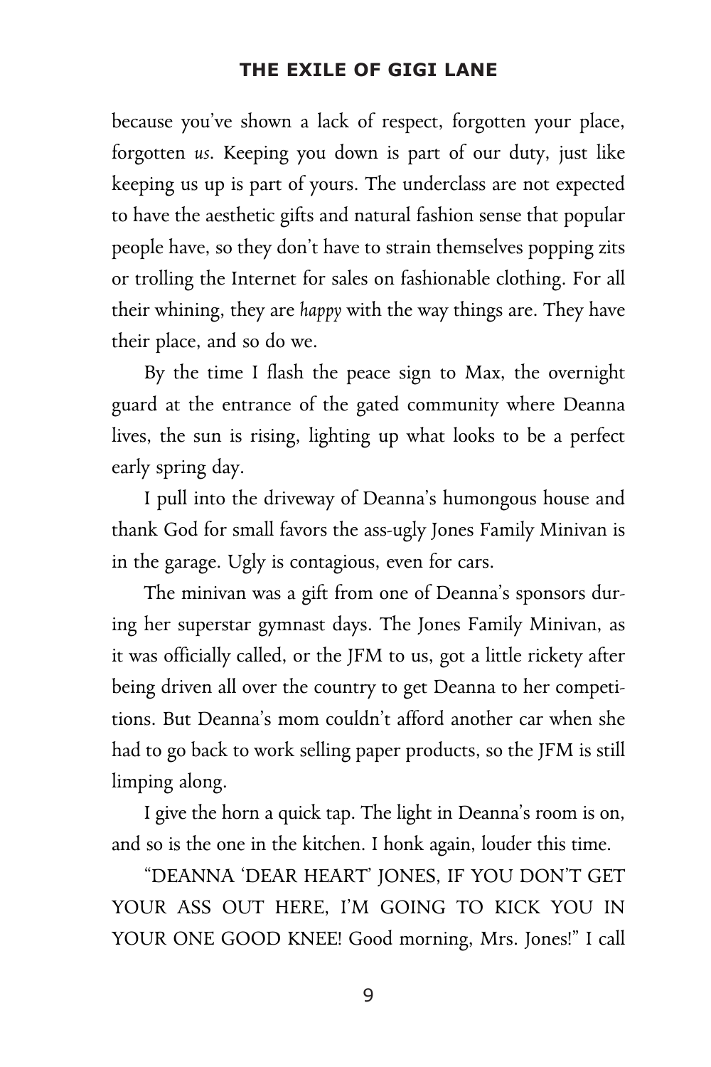because you've shown a lack of respect, forgotten your place, forgotten *us*. Keeping you down is part of our duty, just like keeping us up is part of yours. The underclass are not expected to have the aesthetic gifts and natural fashion sense that popular people have, so they don't have to strain themselves popping zits or trolling the Internet for sales on fashionable clothing. For all their whining, they are *happy* with the way things are. They have their place, and so do we.

By the time I flash the peace sign to Max, the overnight guard at the entrance of the gated community where Deanna lives, the sun is rising, lighting up what looks to be a perfect early spring day.

I pull into the driveway of Deanna's humongous house and thank God for small favors the ass-ugly Jones Family Minivan is in the garage. Ugly is contagious, even for cars.

The minivan was a gift from one of Deanna's sponsors during her superstar gymnast days. The Jones Family Minivan, as it was officially called, or the JFM to us, got a little rickety after being driven all over the country to get Deanna to her competitions. But Deanna's mom couldn't afford another car when she had to go back to work selling paper products, so the JFM is still limping along.

I give the horn a quick tap. The light in Deanna's room is on, and so is the one in the kitchen. I honk again, louder this time.

"DEANNA 'DEAR HEART' JONES, IF YOU DON'T GET YOUR ASS OUT HERE, I'M GOING TO KICK YOU IN YOUR ONE GOOD KNEE! Good morning, Mrs. Jones!" I call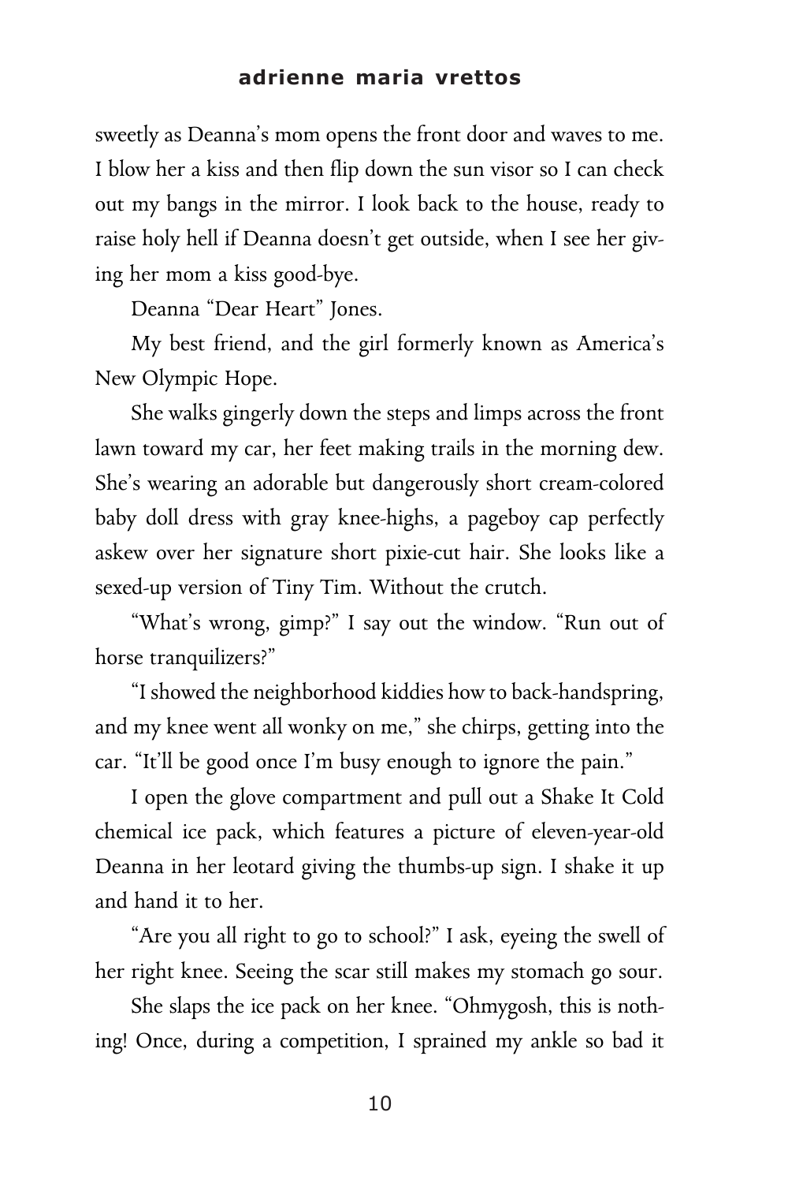sweetly as Deanna's mom opens the front door and waves to me. I blow her a kiss and then flip down the sun visor so I can check out my bangs in the mirror. I look back to the house, ready to raise holy hell if Deanna doesn't get outside, when I see her giving her mom a kiss good-bye.

Deanna "Dear Heart" Jones.

My best friend, and the girl formerly known as America's New Olympic Hope.

She walks gingerly down the steps and limps across the front lawn toward my car, her feet making trails in the morning dew. She's wearing an adorable but dangerously short cream-colored baby doll dress with gray knee-highs, a pageboy cap perfectly askew over her signature short pixie-cut hair. She looks like a sexed-up version of Tiny Tim. Without the crutch.

"What's wrong, gimp?" I say out the window. "Run out of horse tranquilizers?"

"I showed the neighborhood kiddies how to back-handspring, and my knee went all wonky on me," she chirps, getting into the car. "It'll be good once I'm busy enough to ignore the pain."

I open the glove compartment and pull out a Shake It Cold chemical ice pack, which features a picture of eleven-year-old Deanna in her leotard giving the thumbs-up sign. I shake it up and hand it to her.

"Are you all right to go to school?" I ask, eyeing the swell of her right knee. Seeing the scar still makes my stomach go sour.

She slaps the ice pack on her knee. "Ohmygosh, this is nothing! Once, during a competition, I sprained my ankle so bad it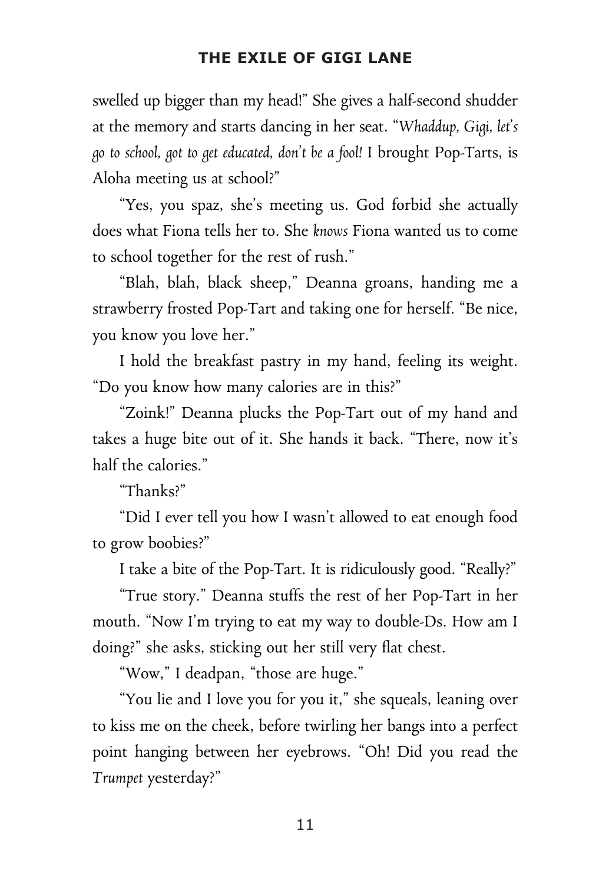swelled up bigger than my head!" She gives a half-second shudder at the memory and starts dancing in her seat. "*Whaddup, Gigi, let's go to school, got to get educated, don't be a fool!* I brought Pop-Tarts, is Aloha meeting us at school?"

"Yes, you spaz, she's meeting us. God forbid she actually does what Fiona tells her to. She *knows* Fiona wanted us to come to school together for the rest of rush."

"Blah, blah, black sheep," Deanna groans, handing me a strawberry frosted Pop-Tart and taking one for herself. "Be nice, you know you love her."

I hold the breakfast pastry in my hand, feeling its weight. "Do you know how many calories are in this?"

"Zoink!" Deanna plucks the Pop-Tart out of my hand and takes a huge bite out of it. She hands it back. "There, now it's half the calories."

"Thanks?"

"Did I ever tell you how I wasn't allowed to eat enough food to grow boobies?"

I take a bite of the Pop-Tart. It is ridiculously good. "Really?"

"True story." Deanna stuffs the rest of her Pop-Tart in her mouth. "Now I'm trying to eat my way to double-Ds. How am I doing?" she asks, sticking out her still very flat chest.

"Wow," I deadpan, "those are huge."

"You lie and I love you for you it," she squeals, leaning over to kiss me on the cheek, before twirling her bangs into a perfect point hanging between her eyebrows. "Oh! Did you read the *Trumpet* yesterday?"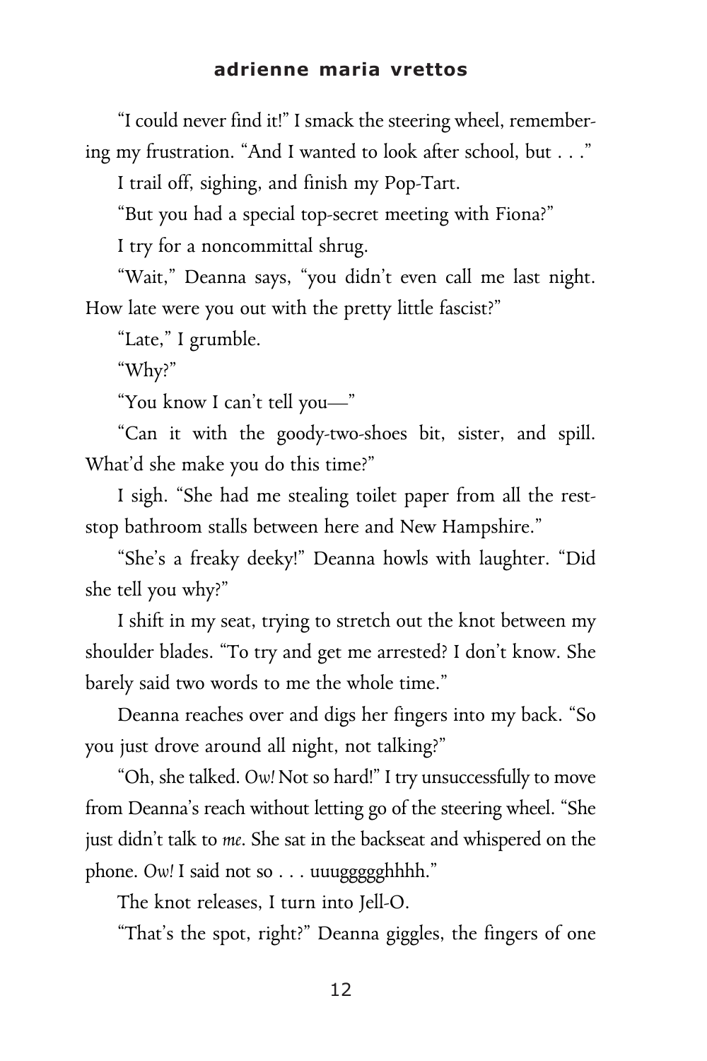"I could never find it!" I smack the steering wheel, remembering my frustration. "And I wanted to look after school, but . . ."

I trail off, sighing, and finish my Pop-Tart.

"But you had a special top-secret meeting with Fiona?"

I try for a noncommittal shrug.

"Wait," Deanna says, "you didn't even call me last night. How late were you out with the pretty little fascist?"

"Late," I grumble.

"Why?"

"You know I can't tell you—"

"Can it with the goody-two-shoes bit, sister, and spill. What'd she make you do this time?"

I sigh. "She had me stealing toilet paper from all the rest-stop bathroom stalls between here and New Hampshire."

"She's a freaky deeky!" Deanna howls with laughter. "Did she tell you why?"

I shift in my seat, trying to stretch out the knot between my shoulder blades. "To try and get me arrested? I don't know. She barely said two words to me the whole time."

Deanna reaches over and digs her fingers into my back. "So you just drove around all night, not talking?"

"Oh, she talked. *Ow!* Not so hard!" I try unsuccessfully to move from Deanna's reach without letting go of the steering wheel. "She just didn't talk to *me*. She sat in the backseat and whispered on the phone. *Ow!* I said not so . . . uuuggggghhhh."

The knot releases, I turn into Jell-O.

"That's the spot, right?" Deanna giggles, the fingers of one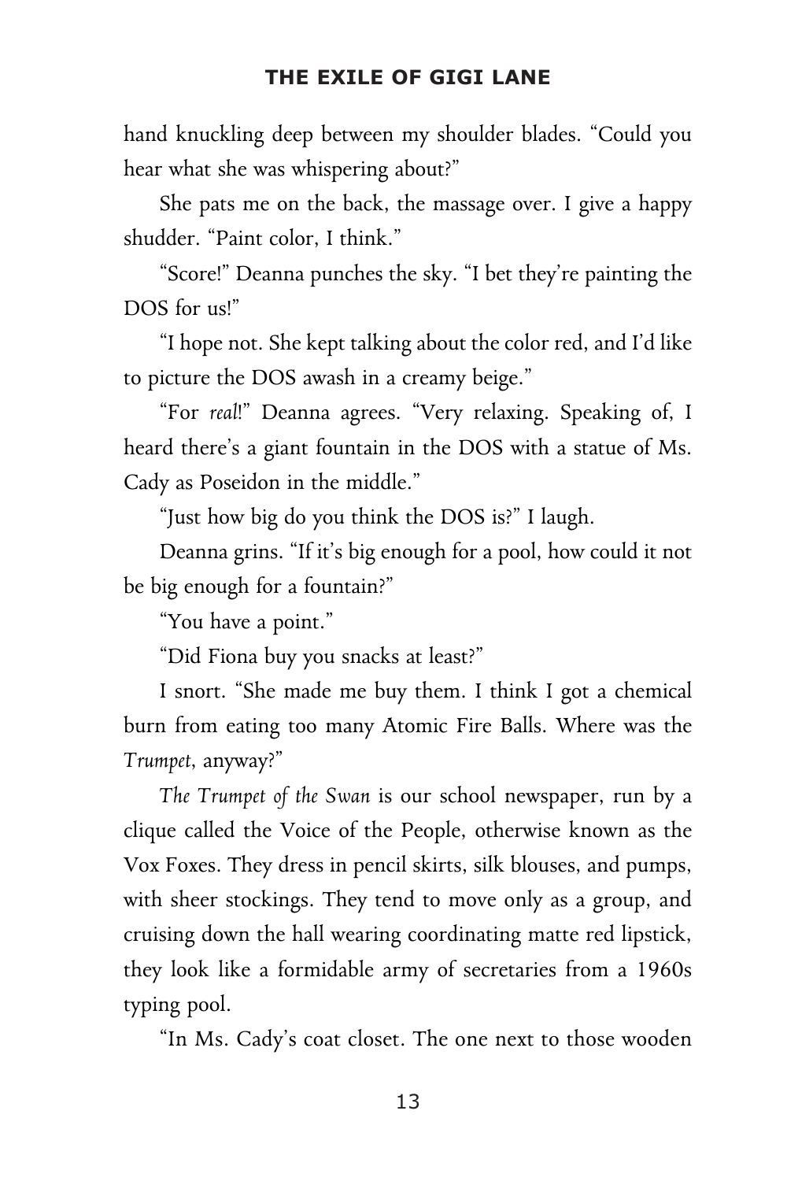hand knuckling deep between my shoulder blades. "Could you hear what she was whispering about?"

She pats me on the back, the massage over. I give a happy shudder. "Paint color, I think."

"Score!" Deanna punches the sky. "I bet they're painting the DOS for us!"

"I hope not. She kept talking about the color red, and I'd like to picture the DOS awash in a creamy beige."

"For *real*!" Deanna agrees. "Very relaxing. Speaking of, I heard there's a giant fountain in the DOS with a statue of Ms. Cady as Poseidon in the middle."

"Just how big do you think the DOS is?" I laugh.

Deanna grins. "If it's big enough for a pool, how could it not be big enough for a fountain?"

"You have a point."

"Did Fiona buy you snacks at least?"

I snort. "She made me buy them. I think I got a chemical burn from eating too many Atomic Fire Balls. Where was the *Trumpet*, anyway?"

*The Trumpet of the Swan* is our school newspaper, run by a clique called the Voice of the People, otherwise known as the Vox Foxes. They dress in pencil skirts, silk blouses, and pumps, with sheer stockings. They tend to move only as a group, and cruising down the hall wearing coordinating matte red lipstick, they look like a formidable army of secretaries from a 1960s typing pool.

"In Ms. Cady's coat closet. The one next to those wooden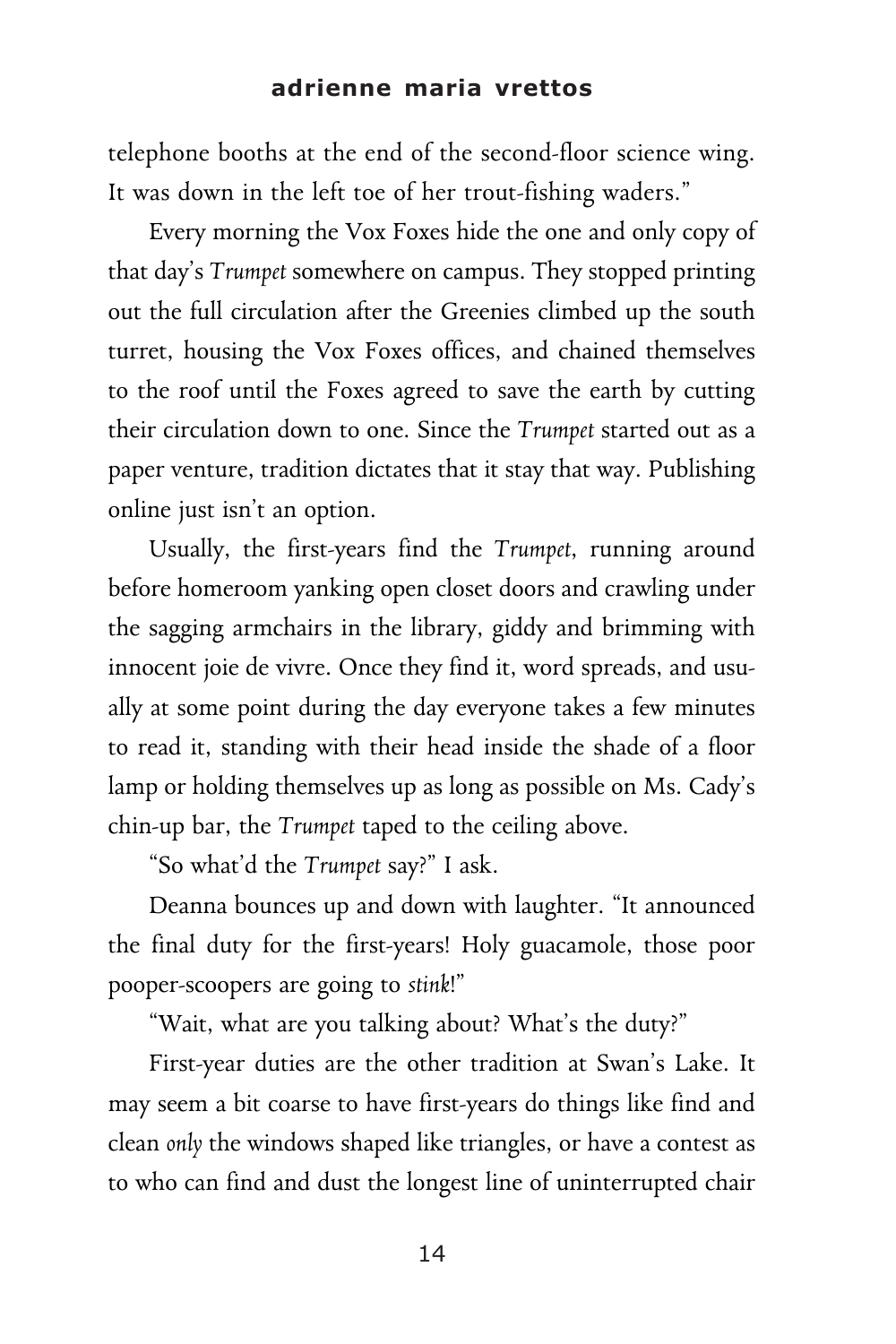telephone booths at the end of the second-floor science wing. It was down in the left toe of her trout-fishing waders."

Every morning the Vox Foxes hide the one and only copy of that day's *Trumpet* somewhere on campus. They stopped printing out the full circulation after the Greenies climbed up the south turret, housing the Vox Foxes offices, and chained themselves to the roof until the Foxes agreed to save the earth by cutting their circulation down to one. Since the *Trumpet* started out as a paper venture, tradition dictates that it stay that way. Publishing online just isn't an option.

Usually, the first-years find the *Trumpet*, running around before homeroom yanking open closet doors and crawling under the sagging armchairs in the library, giddy and brimming with innocent joie de vivre. Once they find it, word spreads, and usually at some point during the day everyone takes a few minutes to read it, standing with their head inside the shade of a floor lamp or holding themselves up as long as possible on Ms. Cady's chin-up bar, the *Trumpet* taped to the ceiling above.

"So what'd the *Trumpet* say?" I ask.

Deanna bounces up and down with laughter. "It announced the final duty for the first-years! Holy guacamole, those poor pooper-scoopers are going to *stink*!"

"Wait, what are you talking about? What's the duty?"

First-year duties are the other tradition at Swan's Lake. It may seem a bit coarse to have first-years do things like find and clean *only* the windows shaped like triangles, or have a contest as to who can find and dust the longest line of uninterrupted chair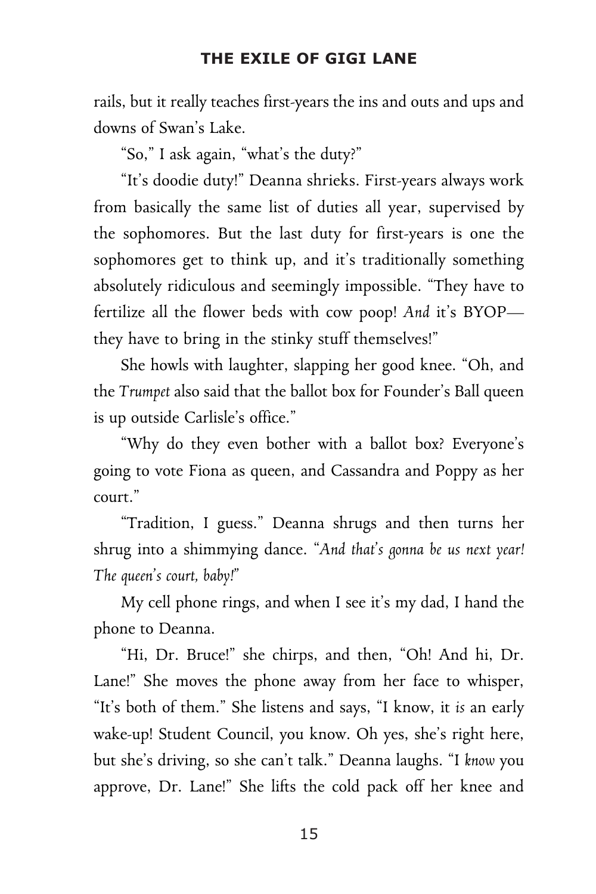rails, but it really teaches first-years the ins and outs and ups and downs of Swan's Lake.

"So," I ask again, "what's the duty?"

"It's doodie duty!" Deanna shrieks. First-years always work from basically the same list of duties all year, supervised by the sophomores. But the last duty for first-years is one the sophomores get to think up, and it's traditionally something absolutely ridiculous and seemingly impossible. "They have to fertilize all the flower beds with cow poop! *And* it's BYOP—they have to bring in the stinky stuff themselves!"

She howls with laughter, slapping her good knee. "Oh, and the *Trumpet* also said that the ballot box for Founder's Ball queen is up outside Carlisle's office."

"Why do they even bother with a ballot box? Everyone's going to vote Fiona as queen, and Cassandra and Poppy as her court."

"Tradition, I guess." Deanna shrugs and then turns her shrug into a shimmying dance. "*And that's gonna be us next year! The queen's court, baby!*"

My cell phone rings, and when I see it's my dad, I hand the phone to Deanna.

"Hi, Dr. Bruce!" she chirps, and then, "Oh! And hi, Dr. Lane!" She moves the phone away from her face to whisper, "It's both of them." She listens and says, "I know, it *is* an early wake-up! Student Council, you know. Oh yes, she's right here, but she's driving, so she can't talk." Deanna laughs. "I *know* you approve, Dr. Lane!" She lifts the cold pack off her knee and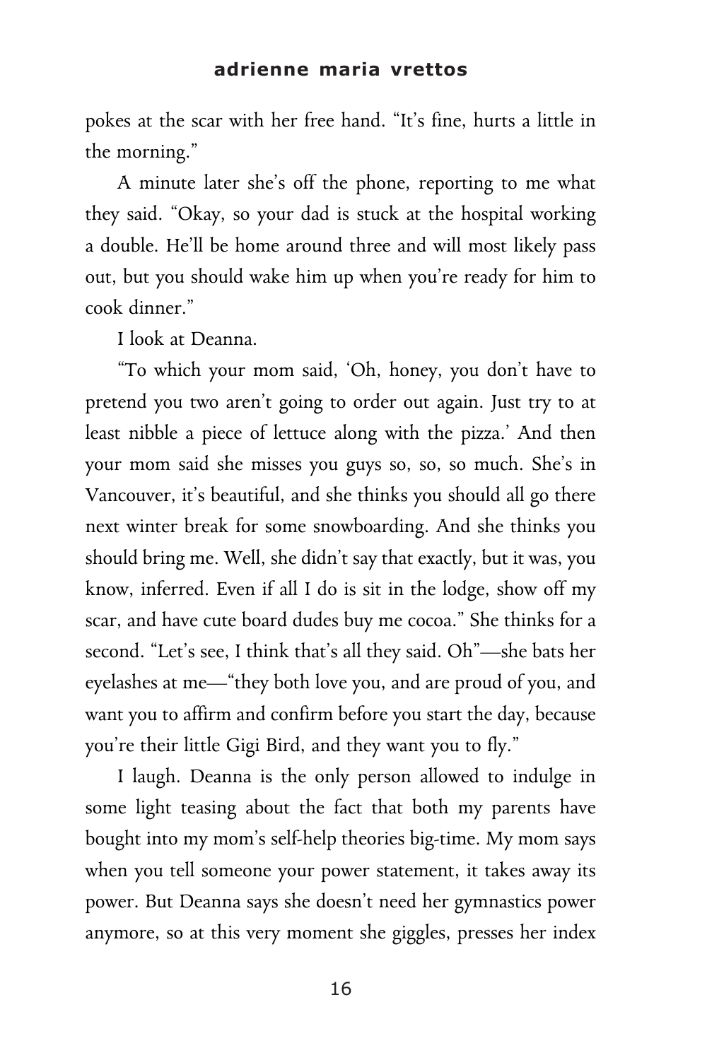pokes at the scar with her free hand. "It's fine, hurts a little in the morning."

A minute later she's off the phone, reporting to me what they said. "Okay, so your dad is stuck at the hospital working a double. He'll be home around three and will most likely pass out, but you should wake him up when you're ready for him to cook dinner."

I look at Deanna.

"To which your mom said, 'Oh, honey, you don't have to pretend you two aren't going to order out again. Just try to at least nibble a piece of lettuce along with the pizza.' And then your mom said she misses you guys so, so, so much. She's in Vancouver, it's beautiful, and she thinks you should all go there next winter break for some snowboarding. And she thinks you should bring me. Well, she didn't say that exactly, but it was, you know, inferred. Even if all I do is sit in the lodge, show off my scar, and have cute board dudes buy me cocoa." She thinks for a second. "Let's see, I think that's all they said. Oh"—she bats her eyelashes at me—"they both love you, and are proud of you, and want you to affirm and confirm before you start the day, because you're their little Gigi Bird, and they want you to fly."

I laugh. Deanna is the only person allowed to indulge in some light teasing about the fact that both my parents have bought into my mom's self-help theories big-time. My mom says when you tell someone your power statement, it takes away its power. But Deanna says she doesn't need her gymnastics power anymore, so at this very moment she giggles, presses her index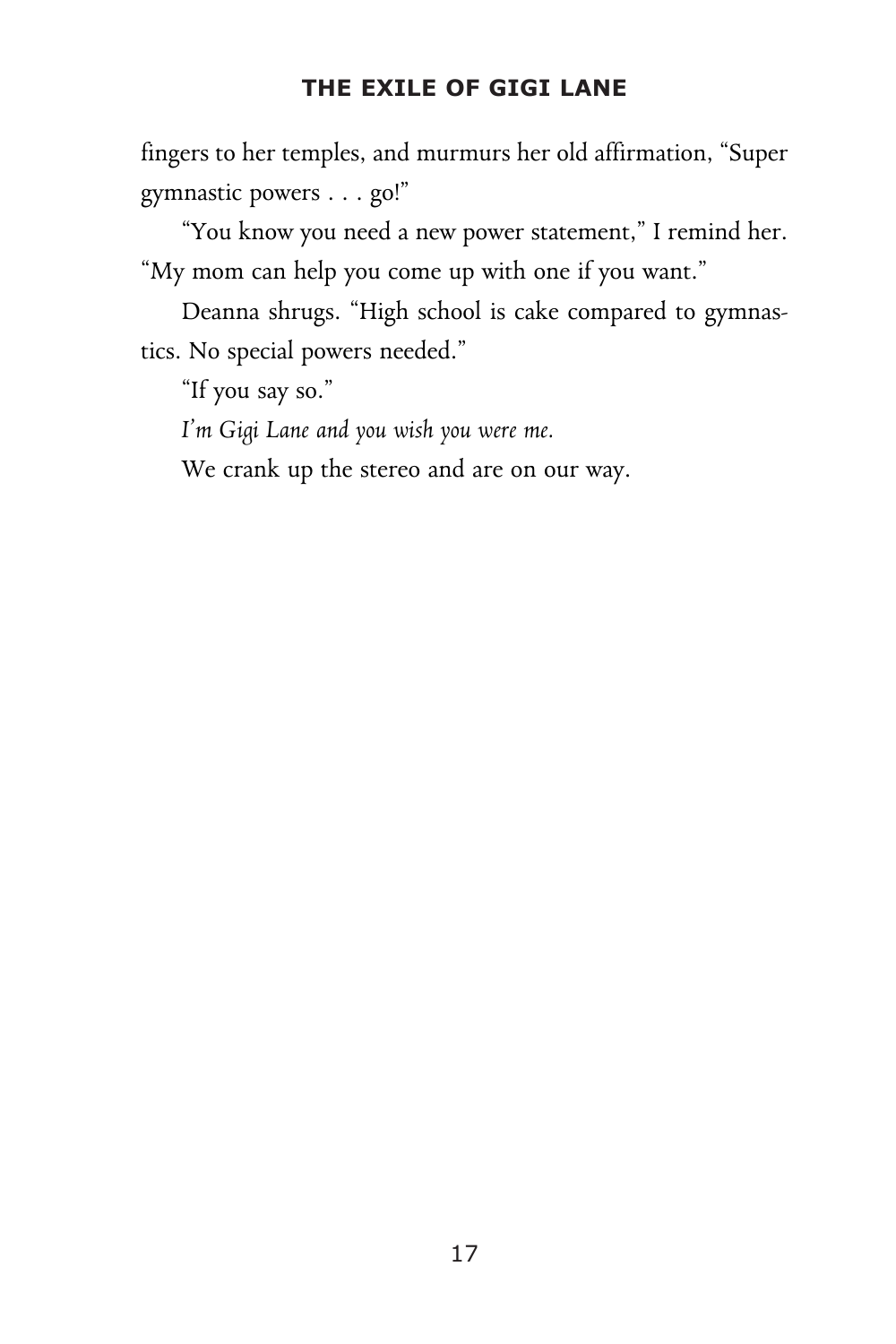fingers to her temples, and murmurs her old affirmation, "Super gymnastic powers . . . go!"

"You know you need a new power statement," I remind her. "My mom can help you come up with one if you want."

Deanna shrugs. "High school is cake compared to gymnastics. No special powers needed."

"If you say so."

*I'm Gigi Lane and you wish you were me.*

We crank up the stereo and are on our way.